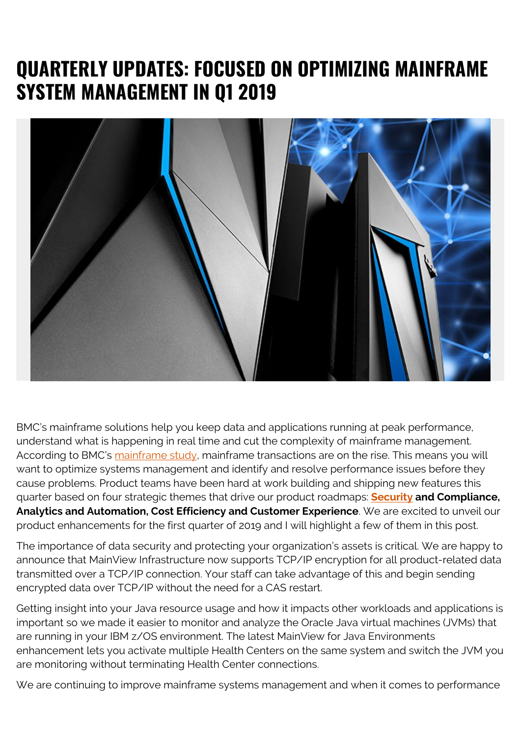# QUARTERLY UPDATES: FOCUSED ON OPTIMIZING MAINFRAME SYSTEM MANAGEMENT IN Q1 2019

BMC's mainframe solutions help you keep data and applications running at peak performance, understand what is happening in real time and cut the complexity of mainframe management. According to BMC's mainframe study, mainframe transactions are on the rise. This means you will want to optimize systems management and identify and resolve performance issues before they cause problems. Product teams have been hard at work building and shipping new features this quarter based on four strategic themes that drive our product roadmaps: **Security and Compliance, Analytics and Automation, Cost Efficiency and Customer Experience**. We are excited to unveil our product enhancements for the first quarter of 2019 and I will highlight a few of them in this post.

The importance of data security and protecting your organization's assets is critical. We are happy to announce that MainView Infrastructure now supports TCP/IP encryption for all product-related data transmitted over a TCP/IP connection. Your staff can take advantage of this and begin sending encrypted data over TCP/IP without the need for a CAS restart.

Getting insight into your Java resource usage and how it impacts other workloads and applications is important so we made it easier to monitor and analyze the Oracle Java virtual machines (JVMs) that are running in your IBM z/OS environment. The latest MainView for Java Environments enhancement lets you activate multiple Health Centers on the same system and switch the JVM you are monitoring without terminating Health Center connections.

We are continuing to improve mainframe systems management and when it comes to performance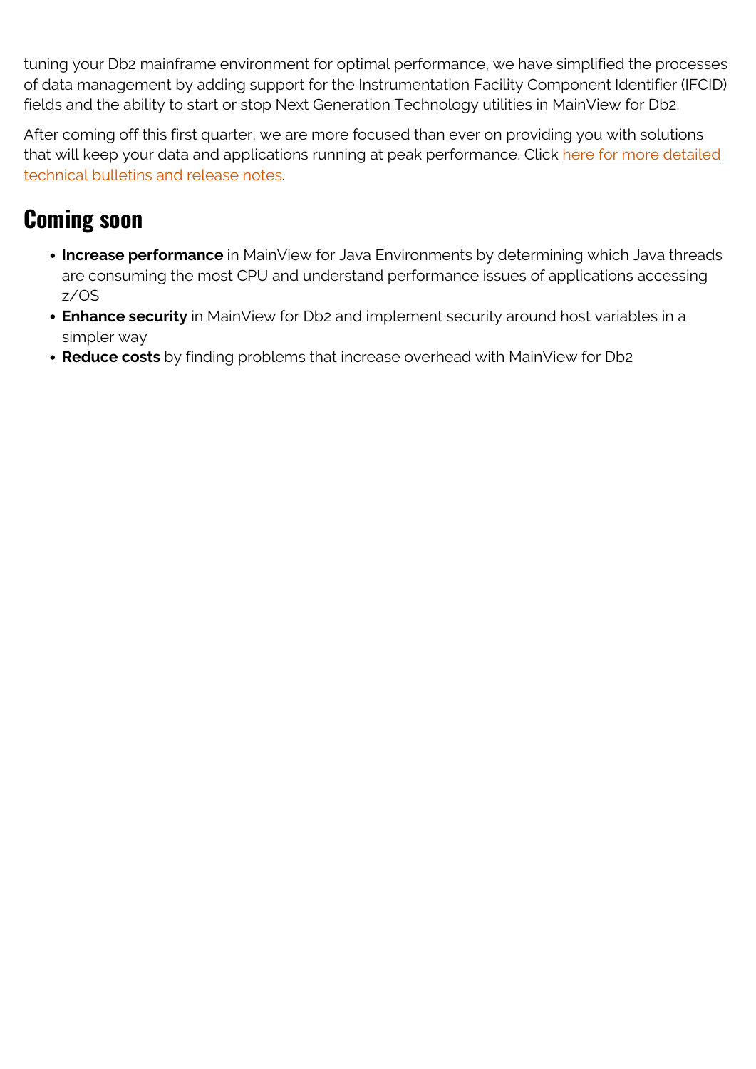tuning your Db2 mainframe environment for optimal performance, we have simplified the processes of data management by adding support for the Instrumentation Facility Component Identifier (IFCID) fields and the ability to start or stop Next Generation Technology utilities in MainView for Db2.

After coming off this first quarter, we are more focused than ever on providing you with solutions that will keep your data and applications running at peak performance. Click here for more detailed technical bulletins and release notes.

## Coming soon

- **Increase performance** in MainView for Java Environments by determining which Java threads are consuming the most CPU and understand performance issues of applications accessing z/OS
- **Enhance security** in MainView for Db2 and implement security around host variables in a simpler way
- **Reduce costs** by finding problems that increase overhead with MainView for Db2